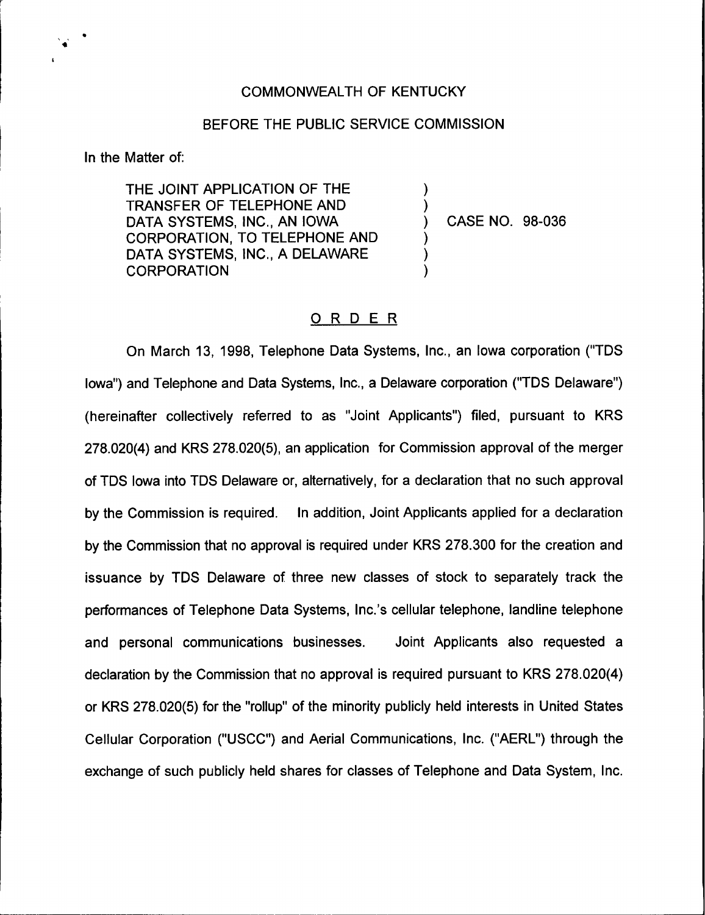COMMONWEALTH OF KENTUCKY

BEFORE THE PUBLIC SERVICE COMMISSION

In the Matter of:

| | | |
|---|---|---|
| THE JOINT APPLICATION OF THE TRANSFER OF TELEPHONE AND DATA SYSTEMS, INC., AN IOWA CORPORATION, TO TELEPHONE AND DATA SYSTEMS, INC., A DELAWARE CORPORATION | ) ) ) ) ) ) | CASE NO. 98-036 |

## ORDER

On March 13, 1998, Telephone Data Systems, Inc., an Iowa corporation ("TDS Iowa") and Telephone and Data Systems, Inc., a Delaware corporation ("TDS Delaware") (hereinafter collectively referred to as "Joint Applicants") filed, pursuant to KRS 278.020(4) and KRS 278.020(5), an application for Commission approval of the merger of TDS Iowa into TDS Delaware or, alternatively, for a declaration that no such approval by the Commission is required. In addition, Joint Applicants applied for a declaration by the Commission that no approval is required under KRS 278.300 for the creation and issuance by TDS Delaware of three new classes of stock to separately track the performances of Telephone Data Systems, Inc.'s cellular telephone, landline telephone and personal communications businesses. Joint Applicants also requested a declaration by the Commission that no approval is required pursuant to KRS 278.020(4) or KRS 278.020(5) for the "rollup" of the minority publicly held interests in United States Cellular Corporation ("USCC") and Aerial Communications, Inc. ("AERL") through the exchange of such publicly held shares for classes of Telephone and Data System, Inc.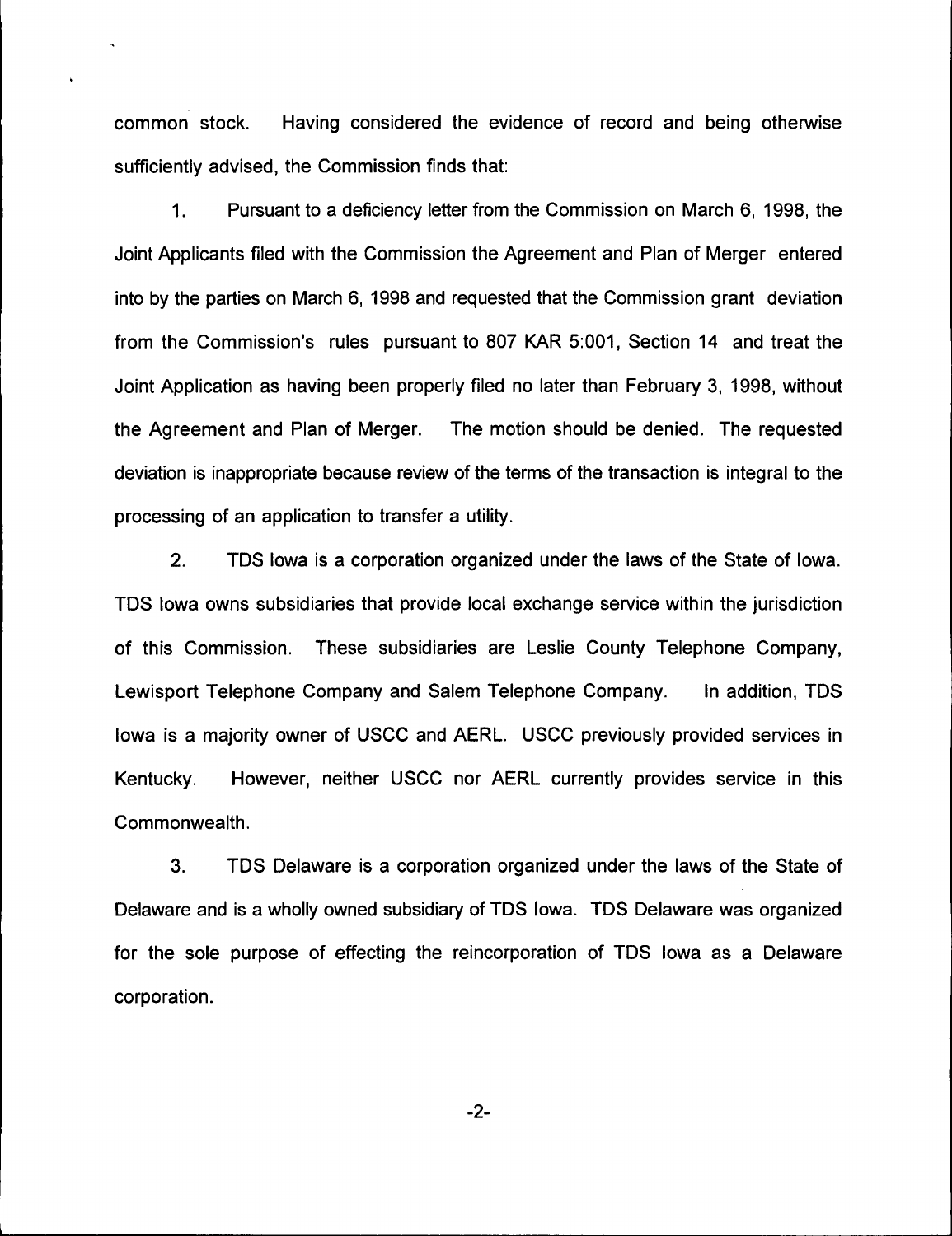common stock. Having considered the evidence of record and being otherwise sufficiently advised, the Commission finds that:

1. Pursuant to a deficiency letter from the Commission on March 6, 1998, the Joint Applicants filed with the Commission the Agreement and Plan of Merger entered into by the parties on March 6, 1998 and requested that the Commission grant deviation from the Commission's rules pursuant to 807 KAR 5:001, Section 14 and treat the Joint Application as having been properly filed no later than February 3, 1998, without the Agreement and Plan of Merger. The motion should be denied. The requested deviation is inappropriate because review of the terms of the transaction is integral to the processing of an application to transfer a utility.

2. TDS Iowa is a corporation organized under the laws of the State of Iowa. TDS Iowa owns subsidiaries that provide local exchange service within the jurisdiction of this Commission. These subsidiaries are Leslie County Telephone Company, Lewisport Telephone Company and Salem Telephone Company. In addition, TDS Iowa is a majority owner of USCC and AERL. USCC previously provided services in Kentucky. However, neither USCC nor AERL currently provides service in this Commonwealth.

3. TDS Delaware is a corporation organized under the laws of the State of Delaware and is a wholly owned subsidiary of TDS Iowa. TDS Delaware was organized for the sole purpose of effecting the reincorporation of TDS Iowa as a Delaware corporation.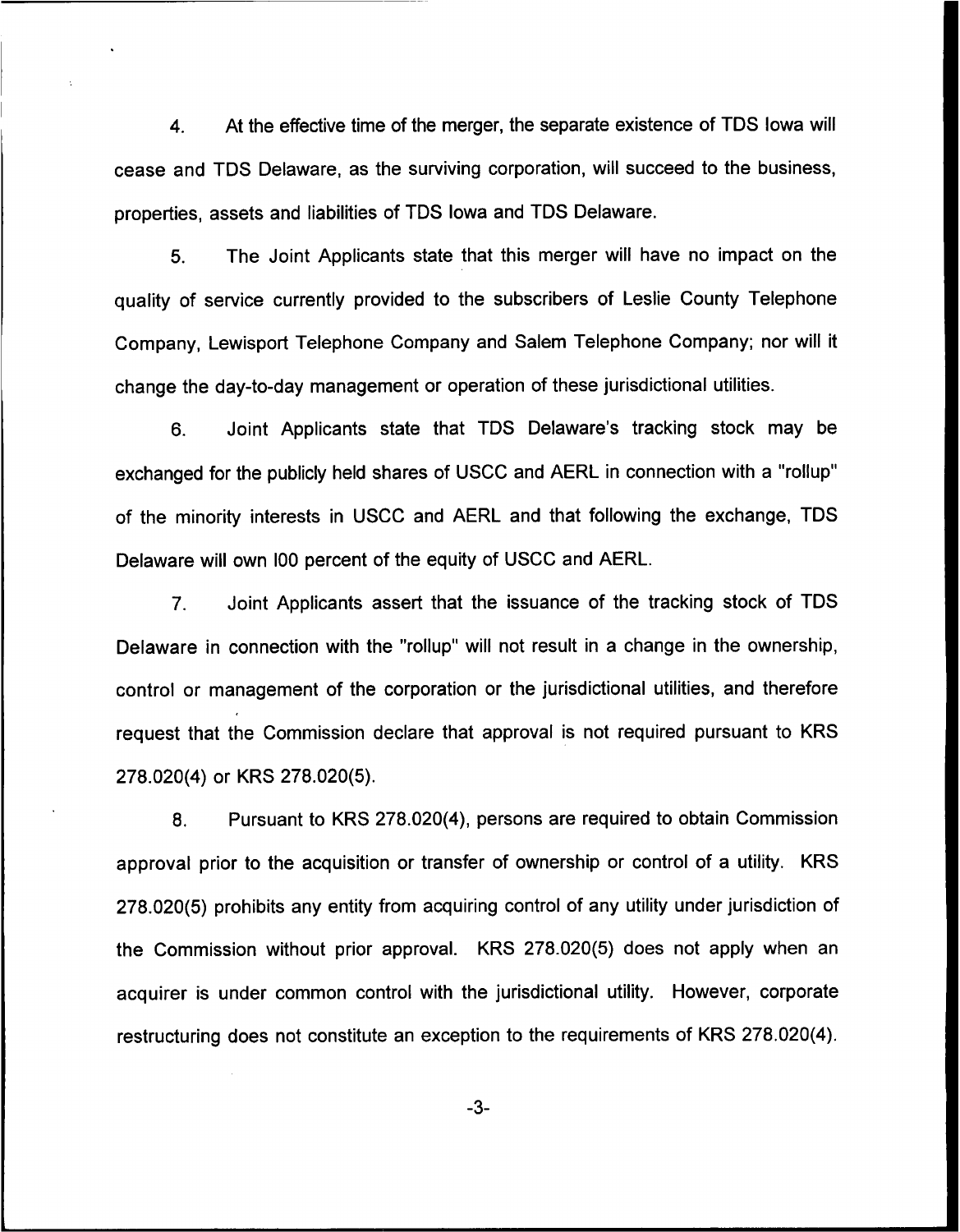4. At the effective time of the merger, the separate existence of TDS Iowa will cease and TDS Delaware, as the surviving corporation, will succeed to the business, properties, assets and liabilities of TDS Iowa and TDS Delaware.

5. The Joint Applicants state that this merger will have no impact on the quality of service currently provided to the subscribers of Leslie County Telephone Company, Lewisport Telephone Company and Salem Telephone Company; nor will it change the day-to-day management or operation of these jurisdictional utilities.

6. Joint Applicants state that TDS Delaware's tracking stock may be exchanged for the publicly held shares of USCC and AERL in connection with a "rollup" of the minority interests in USCC and AERL and that following the exchange, TDS Delaware will own l00 percent of the equity of USCC and AERL.

7. Joint Applicants assert that the issuance of the tracking stock of TDS Delaware in connection with the "rollup" will not result in a change in the ownership, control or management of the corporation or the jurisdictional utilities, and therefore request that the Commission declare that approval is not required pursuant to KRS 278.020(4) or KRS 278.020(5).

8. Pursuant to KRS 278.020(4), persons are required to obtain Commission approval prior to the acquisition or transfer of ownership or control of a utility. KRS 278.020(5) prohibits any entity from acquiring control of any utility under jurisdiction of the Commission without prior approval. KRS 278.020(5) does not apply when an acquirer is under common control with the jurisdictional utility. However, corporate restructuring does not constitute an exception to the requirements of KRS 278.020(4).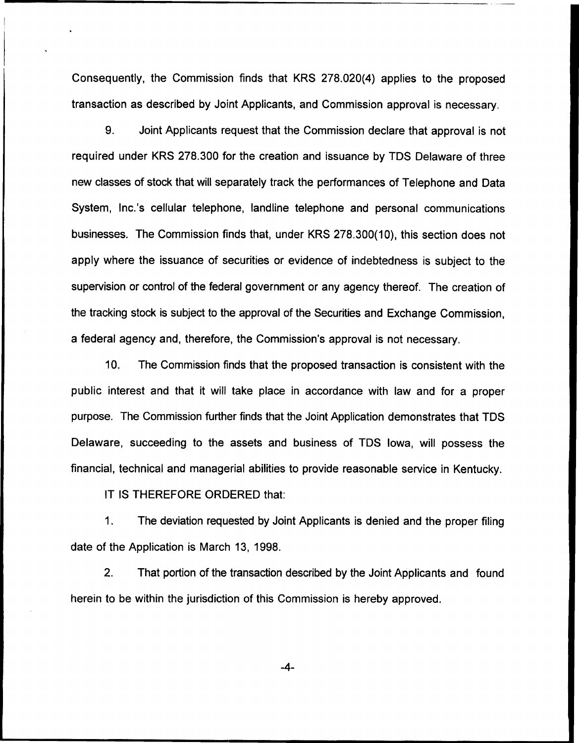Consequently, the Commission finds that KRS 278.020(4) applies to the proposed transaction as described by Joint Applicants, and Commission approval is necessary.

9. Joint Applicants request that the Commission declare that approval is not required under KRS 278.300 for the creation and issuance by TDS Delaware of three new classes of stock that will separately track the performances of Telephone and Data System, Inc.'s cellular telephone, landline telephone and personal communications businesses. The Commission finds that, under KRS 278.300(10), this section does not apply where the issuance of securities or evidence of indebtedness is subject to the supervision or control of the federal government or any agency thereof. The creation of the tracking stock is subject to the approval of the Securities and Exchange Commission, a federal agency and, therefore, the Commission's approval is not necessary.

10. The Commission finds that the proposed transaction is consistent with the public interest and that it will take place in accordance with law and for a proper purpose. The Commission further finds that the Joint Application demonstrates that TDS Delaware, succeeding to the assets and business of TDS Iowa, will possess the financial, technical and managerial abilities to provide reasonable service in Kentucky.

IT IS THEREFORE ORDERED that:

1. The deviation requested by Joint Applicants is denied and the proper filing date of the Application is March 13, 1998.

2. That portion of the transaction described by the Joint Applicants and found herein to be within the jurisdiction of this Commission is hereby approved.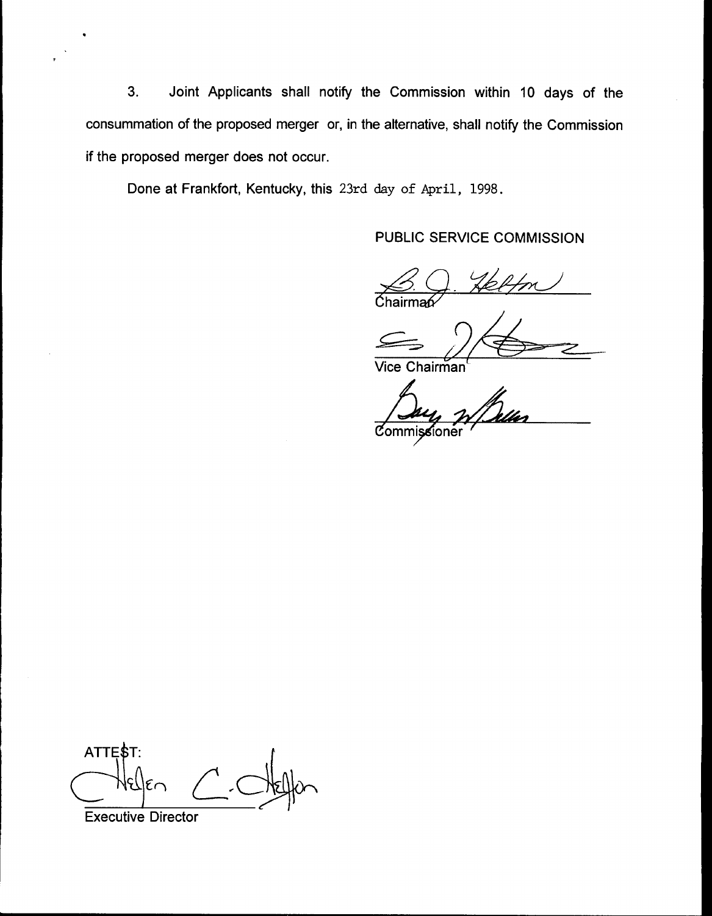3. Joint Applicants shall notify the Commission within 10 days of the consummation of the proposed merger or, in the alternative, shall notify the Commission if the proposed merger does not occur.

Done at Frankfort, Kentucky, this 23rd day of April, 1998.

PUBLIC SERVICE COMMISSION

Chairman

Vice Chairman

Commissioner

ATTEST:

Executive Director